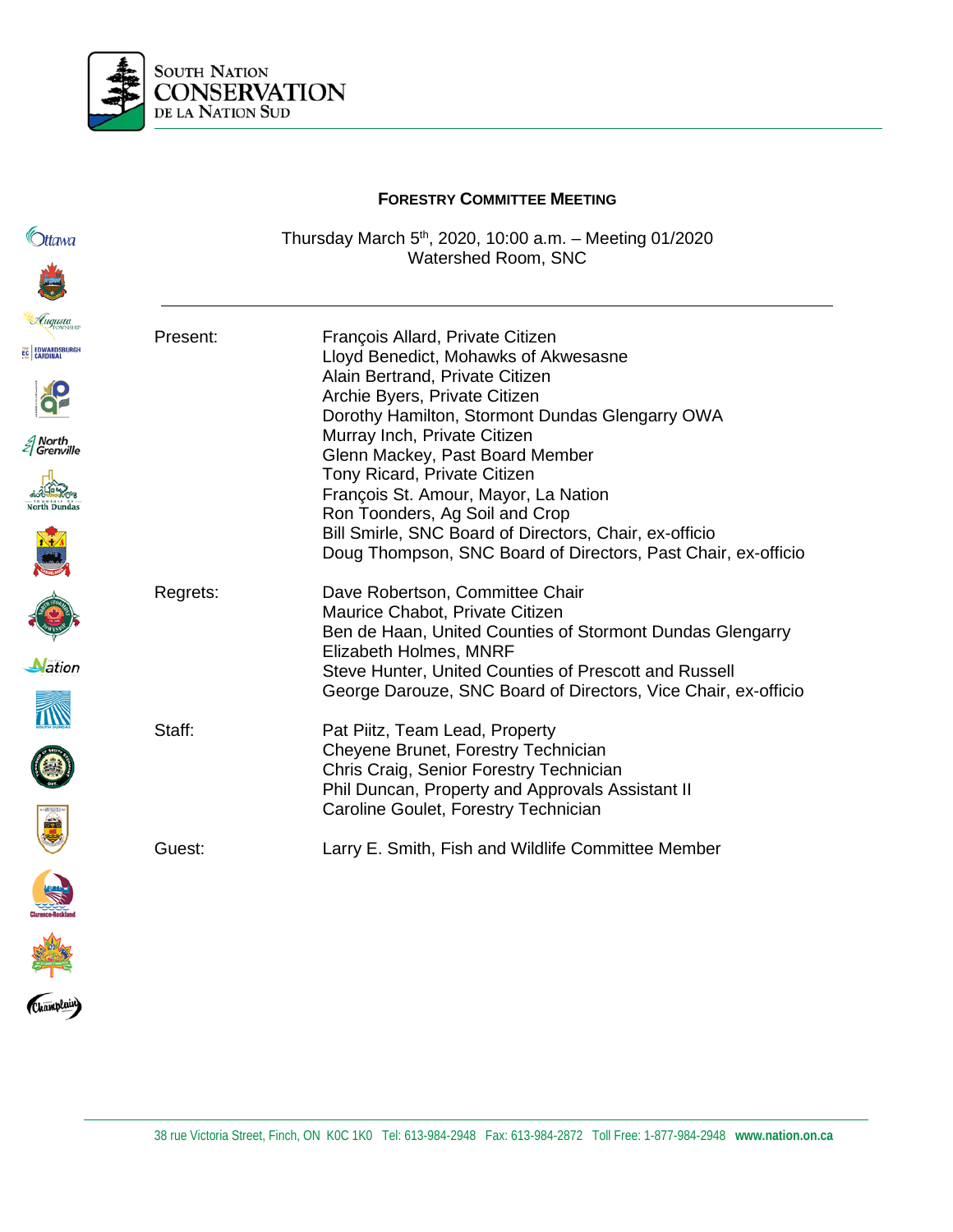South Nation Conservation
de la Nation Sud

## Forestry Committee Meeting

Thursday March 5th, 2020, 10:00 a.m. – Meeting 01/2020
Watershed Room, SNC

---

| | |
|---|---|
| Present: | François Allard, Private Citizen<br>Lloyd Benedict, Mohawks of Akwesasne<br>Alain Bertrand, Private Citizen<br>Archie Byers, Private Citizen<br>Dorothy Hamilton, Stormont Dundas Glengarry OWA<br>Murray Inch, Private Citizen<br>Glenn Mackey, Past Board Member<br>Tony Ricard, Private Citizen<br>François St. Amour, Mayor, La Nation<br>Ron Toonders, Ag Soil and Crop<br>Bill Smirle, SNC Board of Directors, Chair, ex-officio<br>Doug Thompson, SNC Board of Directors, Past Chair, ex-officio |
| Regrets: | Dave Robertson, Committee Chair<br>Maurice Chabot, Private Citizen<br>Ben de Haan, United Counties of Stormont Dundas Glengarry<br>Elizabeth Holmes, MNRF<br>Steve Hunter, United Counties of Prescott and Russell<br>George Darouze, SNC Board of Directors, Vice Chair, ex-officio |
| Staff: | Pat Piitz, Team Lead, Property<br>Cheyene Brunet, Forestry Technician<br>Chris Craig, Senior Forestry Technician<br>Phil Duncan, Property and Approvals Assistant II<br>Caroline Goulet, Forestry Technician |
| Guest: | Larry E. Smith, Fish and Wildlife Committee Member |

38 rue Victoria Street, Finch, ON K0C 1K0 Tel: 613-984-2948 Fax: 613-984-2872 Toll Free: 1-877-984-2948 **www.nation.on.ca**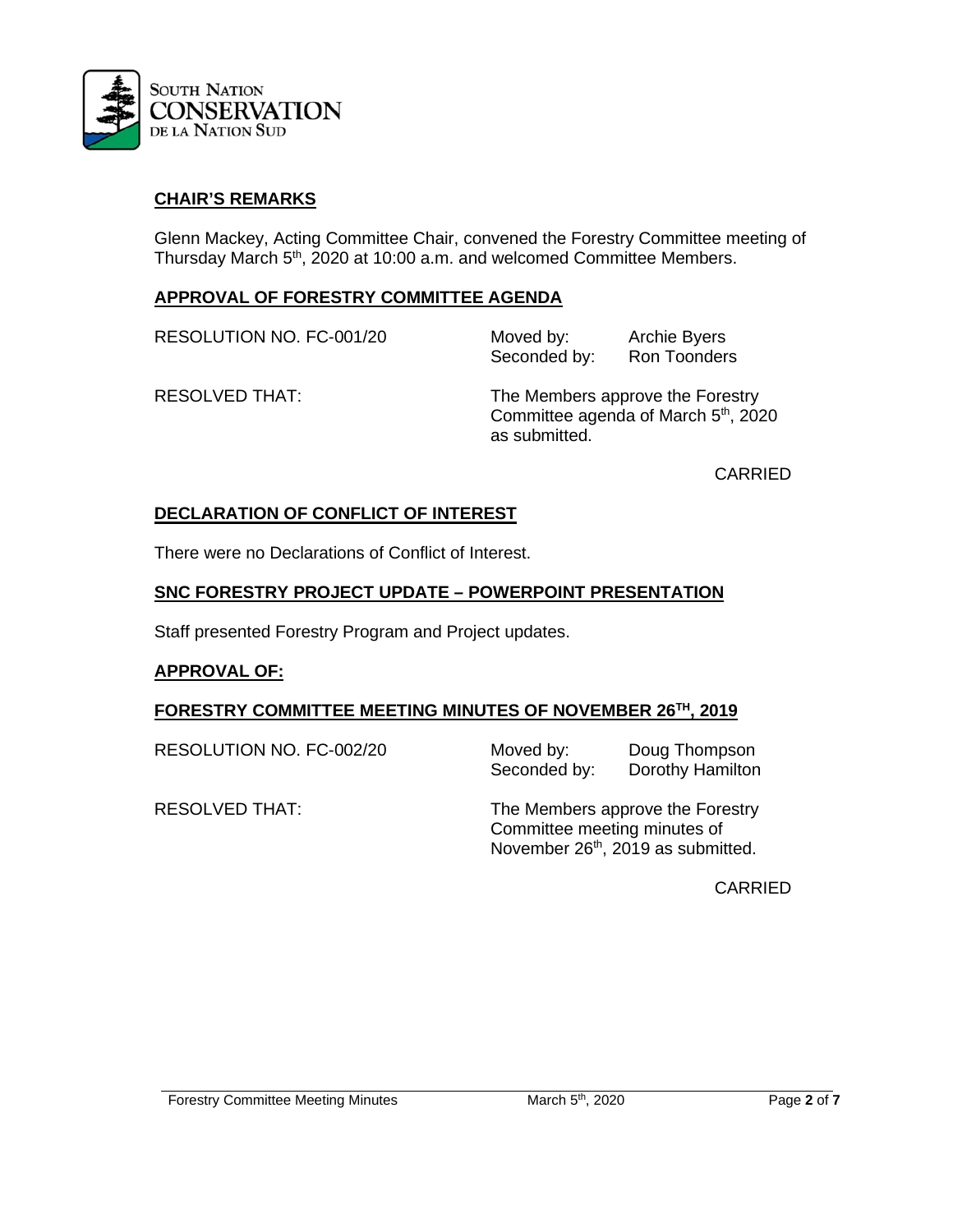## CHAIR'S REMARKS

Glenn Mackey, Acting Committee Chair, convened the Forestry Committee meeting of Thursday March 5th, 2020 at 10:00 a.m. and welcomed Committee Members.

## APPROVAL OF FORESTRY COMMITTEE AGENDA

RESOLUTION NO. FC-001/20 — Moved by: Archie Byers; Seconded by: Ron Toonders

RESOLVED THAT: The Members approve the Forestry Committee agenda of March 5th, 2020 as submitted.

CARRIED

## DECLARATION OF CONFLICT OF INTEREST

There were no Declarations of Conflict of Interest.

## SNC FORESTRY PROJECT UPDATE – POWERPOINT PRESENTATION

Staff presented Forestry Program and Project updates.

## APPROVAL OF:

## FORESTRY COMMITTEE MEETING MINUTES OF NOVEMBER 26TH, 2019

RESOLUTION NO. FC-002/20 — Moved by: Doug Thompson; Seconded by: Dorothy Hamilton

RESOLVED THAT: The Members approve the Forestry Committee meeting minutes of November 26th, 2019 as submitted.

CARRIED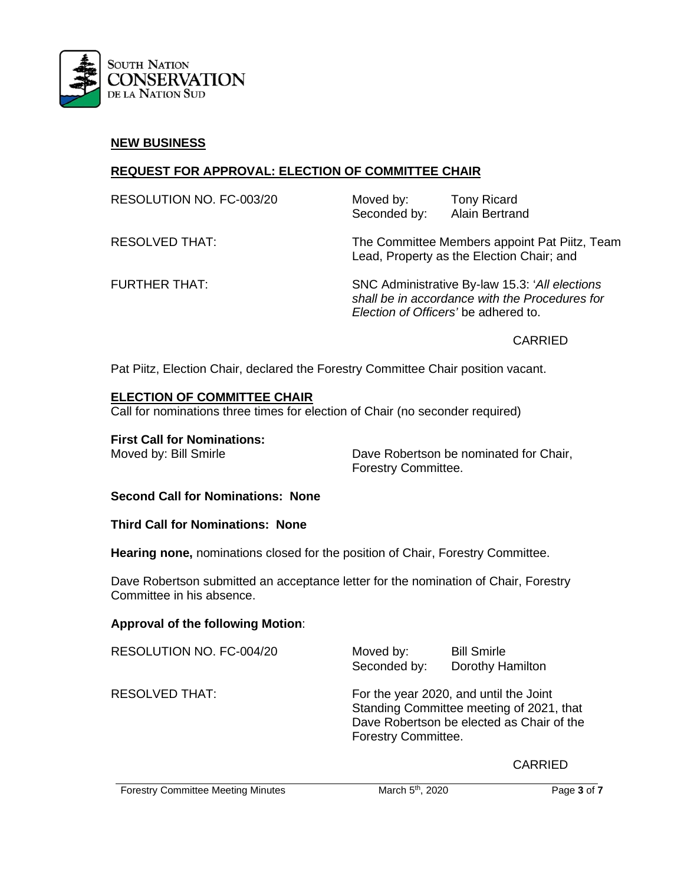## NEW BUSINESS

### REQUEST FOR APPROVAL: ELECTION OF COMMITTEE CHAIR

| | |
|---|---|
| RESOLUTION NO. FC-003/20 | Moved by: Tony Ricard<br>Seconded by: Alain Bertrand |
| RESOLVED THAT: | The Committee Members appoint Pat Piitz, Team Lead, Property as the Election Chair; and |
| FURTHER THAT: | SNC Administrative By-law 15.3: '*All elections shall be in accordance with the Procedures for Election of Officers'* be adhered to. |

CARRIED

Pat Piitz, Election Chair, declared the Forestry Committee Chair position vacant.

### ELECTION OF COMMITTEE CHAIR

Call for nominations three times for election of Chair (no seconder required)

**First Call for Nominations:**

Moved by: Bill Smirle — Dave Robertson be nominated for Chair, Forestry Committee.

**Second Call for Nominations: None**

**Third Call for Nominations: None**

**Hearing none,** nominations closed for the position of Chair, Forestry Committee.

Dave Robertson submitted an acceptance letter for the nomination of Chair, Forestry Committee in his absence.

**Approval of the following Motion**:

| | |
|---|---|
| RESOLUTION NO. FC-004/20 | Moved by: Bill Smirle<br>Seconded by: Dorothy Hamilton |
| RESOLVED THAT: | For the year 2020, and until the Joint Standing Committee meeting of 2021, that Dave Robertson be elected as Chair of the Forestry Committee. |

CARRIED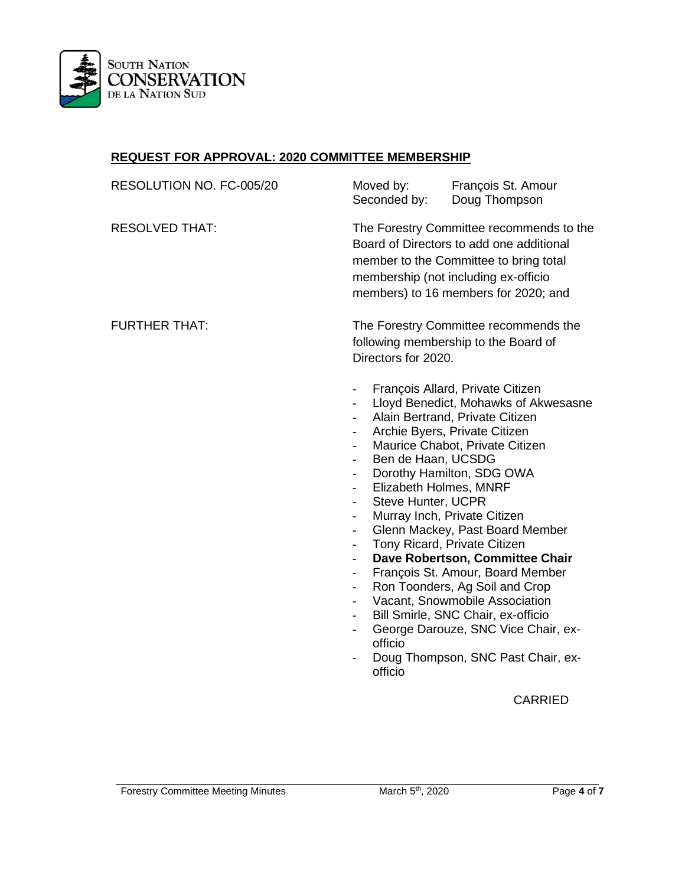## REQUEST FOR APPROVAL: 2020 COMMITTEE MEMBERSHIP

RESOLUTION NO. FC-005/20

Moved by: François St. Amour
Seconded by: Doug Thompson

RESOLVED THAT: The Forestry Committee recommends to the Board of Directors to add one additional member to the Committee to bring total membership (not including ex-officio members) to 16 members for 2020; and

FURTHER THAT: The Forestry Committee recommends the following membership to the Board of Directors for 2020.

- François Allard, Private Citizen
- Lloyd Benedict, Mohawks of Akwesasne
- Alain Bertrand, Private Citizen
- Archie Byers, Private Citizen
- Maurice Chabot, Private Citizen
- Ben de Haan, UCSDG
- Dorothy Hamilton, SDG OWA
- Elizabeth Holmes, MNRF
- Steve Hunter, UCPR
- Murray Inch, Private Citizen
- Glenn Mackey, Past Board Member
- Tony Ricard, Private Citizen
- **Dave Robertson, Committee Chair**
- François St. Amour, Board Member
- Ron Toonders, Ag Soil and Crop
- Vacant, Snowmobile Association
- Bill Smirle, SNC Chair, ex-officio
- George Darouze, SNC Vice Chair, ex-officio
- Doug Thompson, SNC Past Chair, ex-officio

CARRIED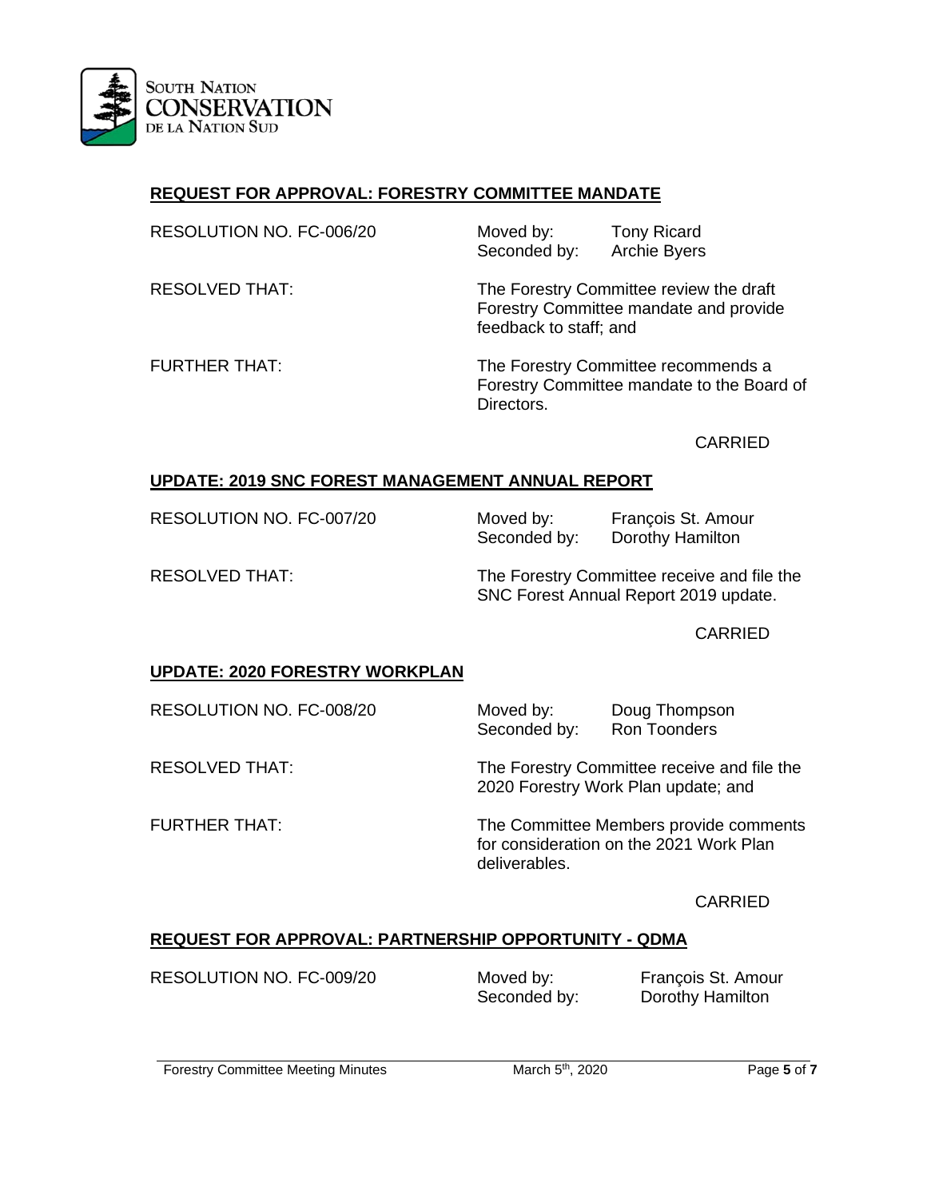## REQUEST FOR APPROVAL: FORESTRY COMMITTEE MANDATE

RESOLUTION NO. FC-006/20 | Moved by: Tony Ricard | Seconded by: Archie Byers

RESOLVED THAT: The Forestry Committee review the draft Forestry Committee mandate and provide feedback to staff; and

FURTHER THAT: The Forestry Committee recommends a Forestry Committee mandate to the Board of Directors.

CARRIED

## UPDATE: 2019 SNC FOREST MANAGEMENT ANNUAL REPORT

RESOLUTION NO. FC-007/20 | Moved by: François St. Amour | Seconded by: Dorothy Hamilton

RESOLVED THAT: The Forestry Committee receive and file the SNC Forest Annual Report 2019 update.

CARRIED

## UPDATE: 2020 FORESTRY WORKPLAN

RESOLUTION NO. FC-008/20 | Moved by: Doug Thompson | Seconded by: Ron Toonders

RESOLVED THAT: The Forestry Committee receive and file the 2020 Forestry Work Plan update; and

FURTHER THAT: The Committee Members provide comments for consideration on the 2021 Work Plan deliverables.

CARRIED

## REQUEST FOR APPROVAL: PARTNERSHIP OPPORTUNITY - QDMA

RESOLUTION NO. FC-009/20 | Moved by: François St. Amour | Seconded by: Dorothy Hamilton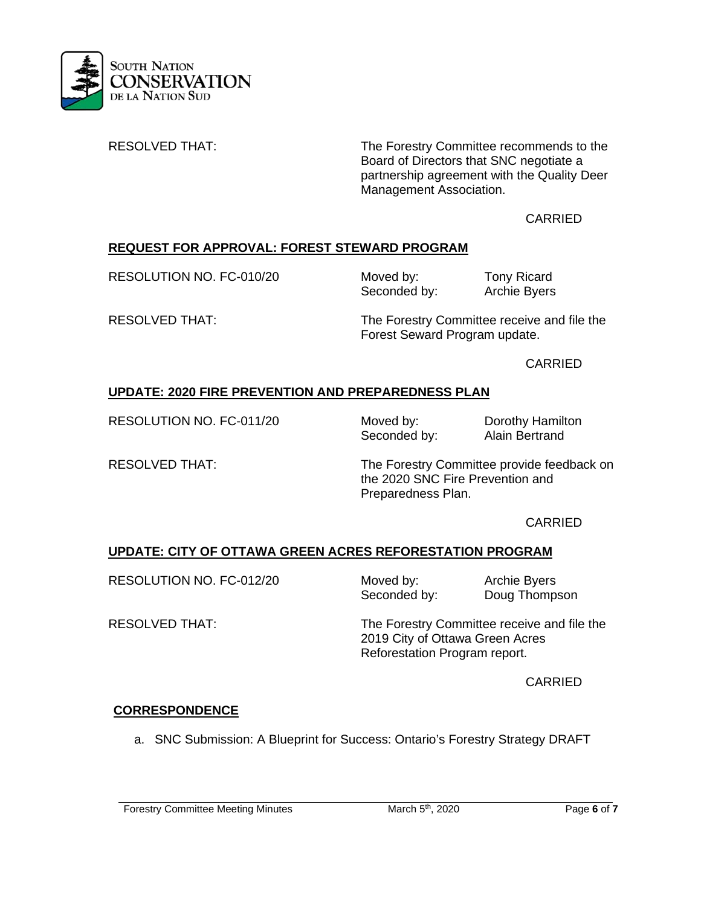RESOLVED THAT: The Forestry Committee recommends to the Board of Directors that SNC negotiate a partnership agreement with the Quality Deer Management Association.

CARRIED

**REQUEST FOR APPROVAL: FOREST STEWARD PROGRAM**

RESOLUTION NO. FC-010/20 — Moved by: Tony Ricard — Seconded by: Archie Byers

RESOLVED THAT: The Forestry Committee receive and file the Forest Seward Program update.

CARRIED

**UPDATE: 2020 FIRE PREVENTION AND PREPAREDNESS PLAN**

RESOLUTION NO. FC-011/20 — Moved by: Dorothy Hamilton — Seconded by: Alain Bertrand

RESOLVED THAT: The Forestry Committee provide feedback on the 2020 SNC Fire Prevention and Preparedness Plan.

CARRIED

**UPDATE: CITY OF OTTAWA GREEN ACRES REFORESTATION PROGRAM**

RESOLUTION NO. FC-012/20 — Moved by: Archie Byers — Seconded by: Doug Thompson

RESOLVED THAT: The Forestry Committee receive and file the 2019 City of Ottawa Green Acres Reforestation Program report.

CARRIED

**CORRESPONDENCE**

a. SNC Submission: A Blueprint for Success: Ontario's Forestry Strategy DRAFT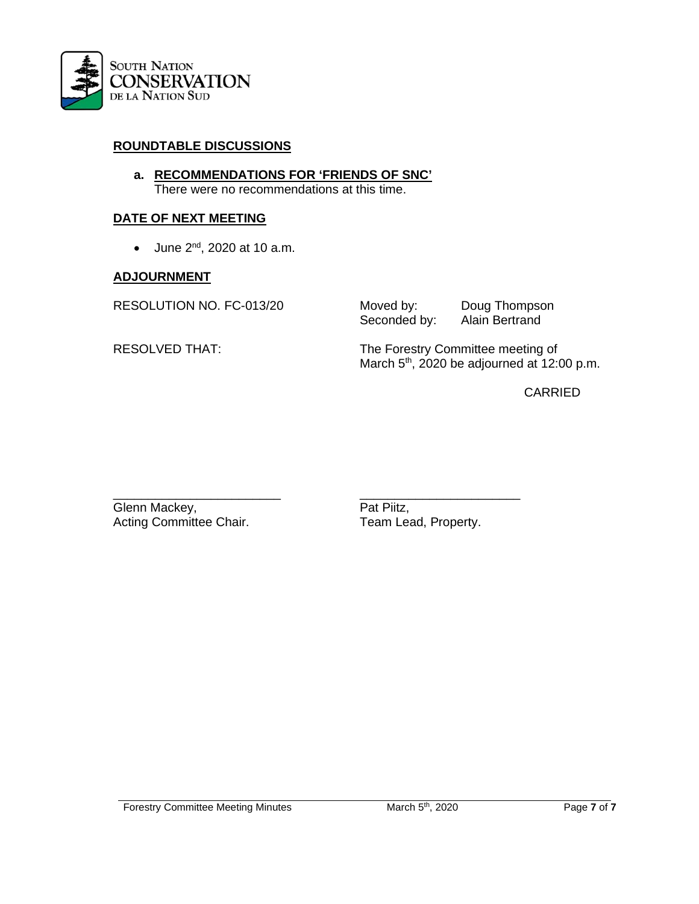## ROUNDTABLE DISCUSSIONS

a. **RECOMMENDATIONS FOR 'FRIENDS OF SNC'**
   There were no recommendations at this time.

## DATE OF NEXT MEETING

- June 2nd, 2020 at 10 a.m.

## ADJOURNMENT

RESOLUTION NO. FC-013/20

Moved by: Doug Thompson
Seconded by: Alain Bertrand

RESOLVED THAT: The Forestry Committee meeting of March 5th, 2020 be adjourned at 12:00 p.m.

CARRIED

\_\_\_\_\_\_\_\_\_\_\_\_\_\_\_\_\_\_\_\_\_\_\_\_
Glenn Mackey,
Acting Committee Chair.

\_\_\_\_\_\_\_\_\_\_\_\_\_\_\_\_\_\_\_\_\_\_\_\_
Pat Piitz,
Team Lead, Property.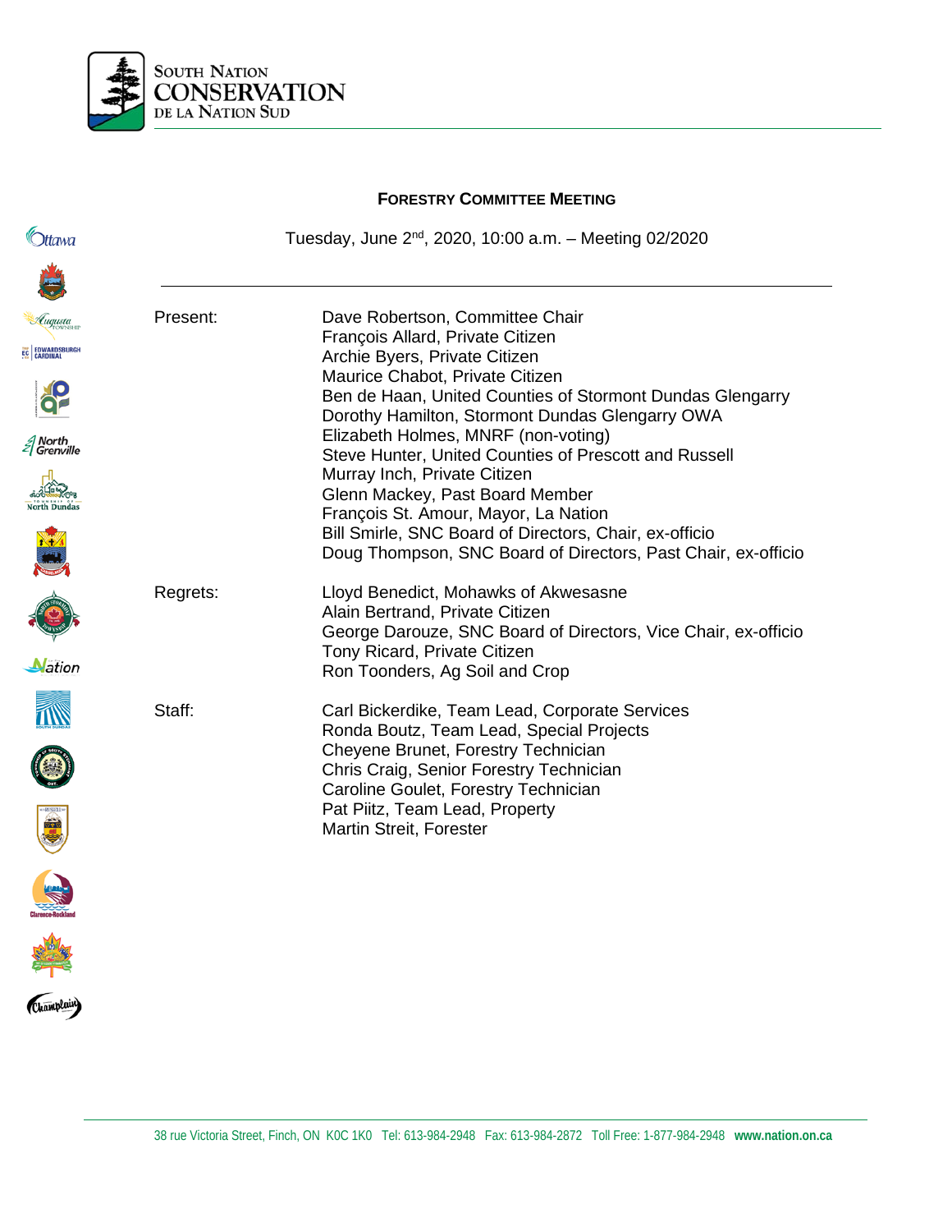# FORESTRY COMMITTEE MEETING

Tuesday, June 2nd, 2020, 10:00 a.m. – Meeting 02/2020

---

| | |
|---|---|
| Present: | Dave Robertson, Committee Chair<br>François Allard, Private Citizen<br>Archie Byers, Private Citizen<br>Maurice Chabot, Private Citizen<br>Ben de Haan, United Counties of Stormont Dundas Glengarry<br>Dorothy Hamilton, Stormont Dundas Glengarry OWA<br>Elizabeth Holmes, MNRF (non-voting)<br>Steve Hunter, United Counties of Prescott and Russell<br>Murray Inch, Private Citizen<br>Glenn Mackey, Past Board Member<br>François St. Amour, Mayor, La Nation<br>Bill Smirle, SNC Board of Directors, Chair, ex-officio<br>Doug Thompson, SNC Board of Directors, Past Chair, ex-officio |
| Regrets: | Lloyd Benedict, Mohawks of Akwesasne<br>Alain Bertrand, Private Citizen<br>George Darouze, SNC Board of Directors, Vice Chair, ex-officio<br>Tony Ricard, Private Citizen<br>Ron Toonders, Ag Soil and Crop |
| Staff: | Carl Bickerdike, Team Lead, Corporate Services<br>Ronda Boutz, Team Lead, Special Projects<br>Cheyene Brunet, Forestry Technician<br>Chris Craig, Senior Forestry Technician<br>Caroline Goulet, Forestry Technician<br>Pat Piitz, Team Lead, Property<br>Martin Streit, Forester |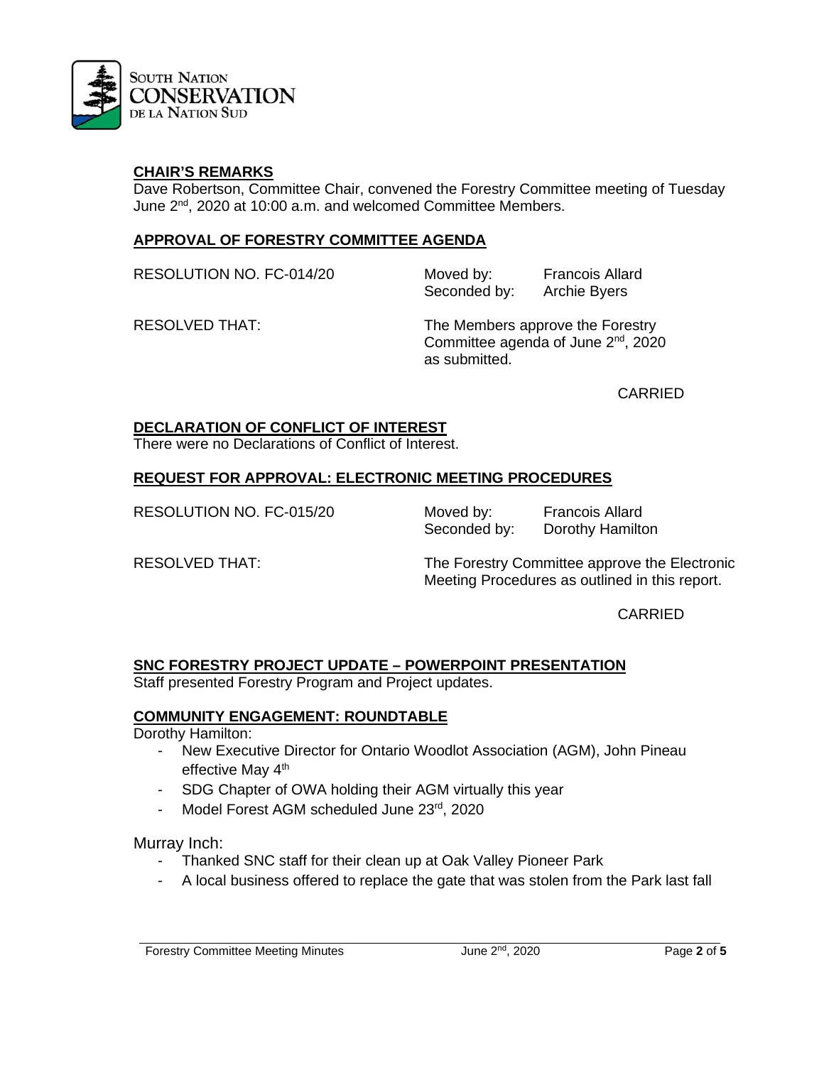## CHAIR'S REMARKS

Dave Robertson, Committee Chair, convened the Forestry Committee meeting of Tuesday June 2nd, 2020 at 10:00 a.m. and welcomed Committee Members.

## APPROVAL OF FORESTRY COMMITTEE AGENDA

RESOLUTION NO. FC-014/20    Moved by: Francois Allard
Seconded by: Archie Byers

RESOLVED THAT: The Members approve the Forestry Committee agenda of June 2nd, 2020 as submitted.

CARRIED

## DECLARATION OF CONFLICT OF INTEREST

There were no Declarations of Conflict of Interest.

## REQUEST FOR APPROVAL: ELECTRONIC MEETING PROCEDURES

RESOLUTION NO. FC-015/20    Moved by: Francois Allard
Seconded by: Dorothy Hamilton

RESOLVED THAT: The Forestry Committee approve the Electronic Meeting Procedures as outlined in this report.

CARRIED

## SNC FORESTRY PROJECT UPDATE – POWERPOINT PRESENTATION

Staff presented Forestry Program and Project updates.

## COMMUNITY ENGAGEMENT: ROUNDTABLE

Dorothy Hamilton:

- New Executive Director for Ontario Woodlot Association (AGM), John Pineau effective May 4th
- SDG Chapter of OWA holding their AGM virtually this year
- Model Forest AGM scheduled June 23rd, 2020

Murray Inch:

- Thanked SNC staff for their clean up at Oak Valley Pioneer Park
- A local business offered to replace the gate that was stolen from the Park last fall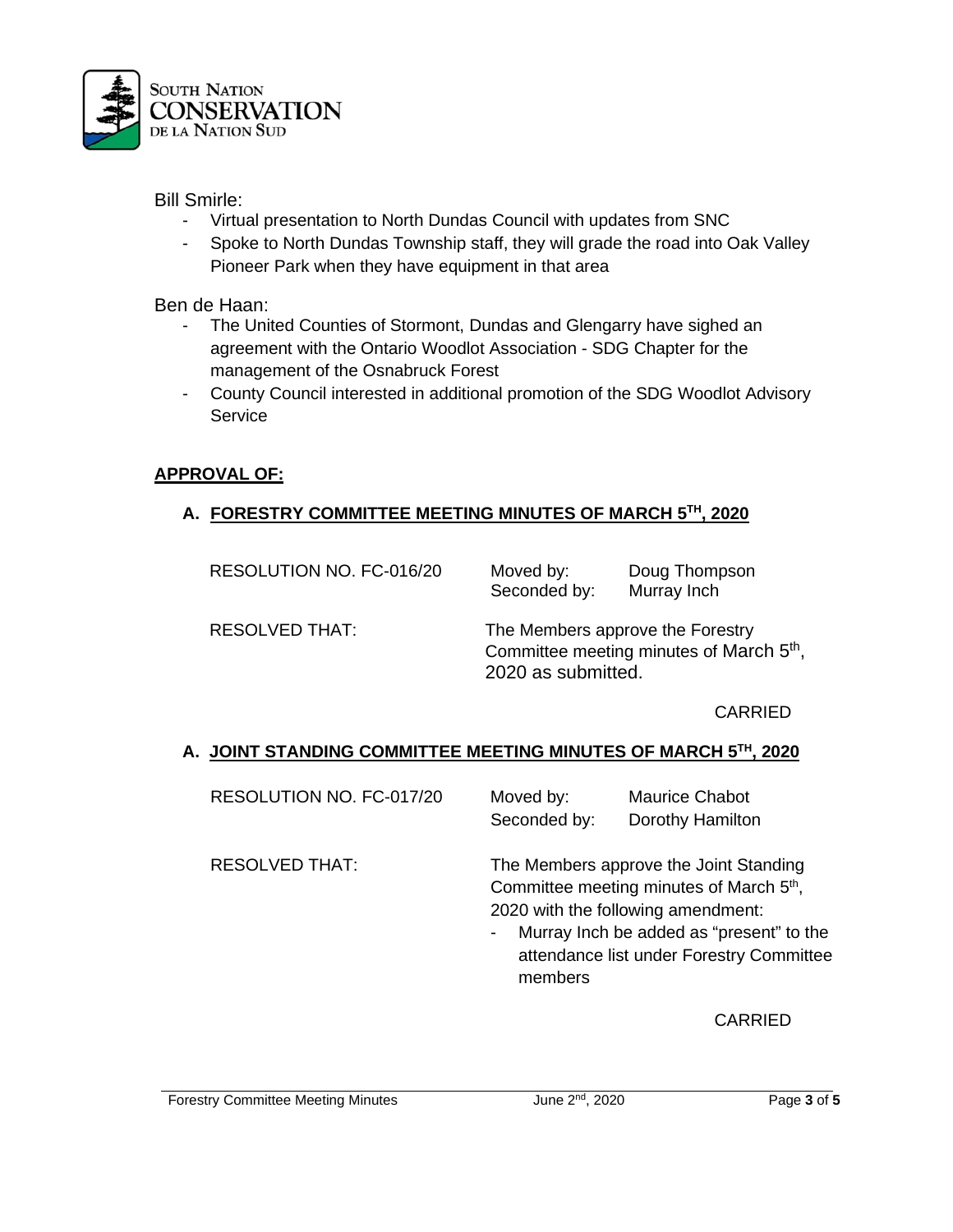Bill Smirle:

- Virtual presentation to North Dundas Council with updates from SNC
- Spoke to North Dundas Township staff, they will grade the road into Oak Valley Pioneer Park when they have equipment in that area

Ben de Haan:

- The United Counties of Stormont, Dundas and Glengarry have sighed an agreement with the Ontario Woodlot Association - SDG Chapter for the management of the Osnabruck Forest
- County Council interested in additional promotion of the SDG Woodlot Advisory Service

**APPROVAL OF:**

**A. FORESTRY COMMITTEE MEETING MINUTES OF MARCH 5TH, 2020**

RESOLUTION NO. FC-016/20 — Moved by: Doug Thompson — Seconded by: Murray Inch

RESOLVED THAT: The Members approve the Forestry Committee meeting minutes of March 5th, 2020 as submitted.

CARRIED

**A. JOINT STANDING COMMITTEE MEETING MINUTES OF MARCH 5TH, 2020**

RESOLUTION NO. FC-017/20 — Moved by: Maurice Chabot — Seconded by: Dorothy Hamilton

RESOLVED THAT: The Members approve the Joint Standing Committee meeting minutes of March 5th, 2020 with the following amendment:

- Murray Inch be added as "present" to the attendance list under Forestry Committee members

CARRIED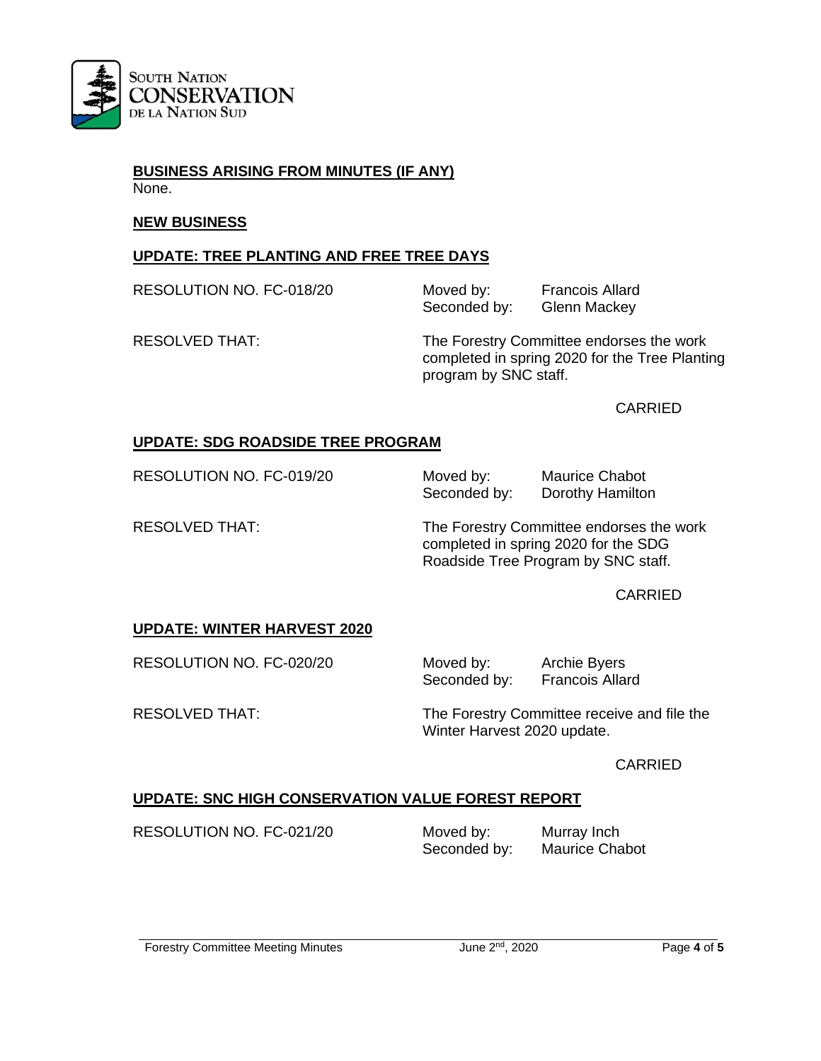**BUSINESS ARISING FROM MINUTES (IF ANY)**
None.

**NEW BUSINESS**

**UPDATE: TREE PLANTING AND FREE TREE DAYS**

RESOLUTION NO. FC-018/20 Moved by: Francois Allard
Seconded by: Glenn Mackey

RESOLVED THAT: The Forestry Committee endorses the work completed in spring 2020 for the Tree Planting program by SNC staff.

CARRIED

**UPDATE: SDG ROADSIDE TREE PROGRAM**

RESOLUTION NO. FC-019/20 Moved by: Maurice Chabot
Seconded by: Dorothy Hamilton

RESOLVED THAT: The Forestry Committee endorses the work completed in spring 2020 for the SDG Roadside Tree Program by SNC staff.

CARRIED

**UPDATE: WINTER HARVEST 2020**

RESOLUTION NO. FC-020/20 Moved by: Archie Byers
Seconded by: Francois Allard

RESOLVED THAT: The Forestry Committee receive and file the Winter Harvest 2020 update.

CARRIED

**UPDATE: SNC HIGH CONSERVATION VALUE FOREST REPORT**

RESOLUTION NO. FC-021/20 Moved by: Murray Inch
Seconded by: Maurice Chabot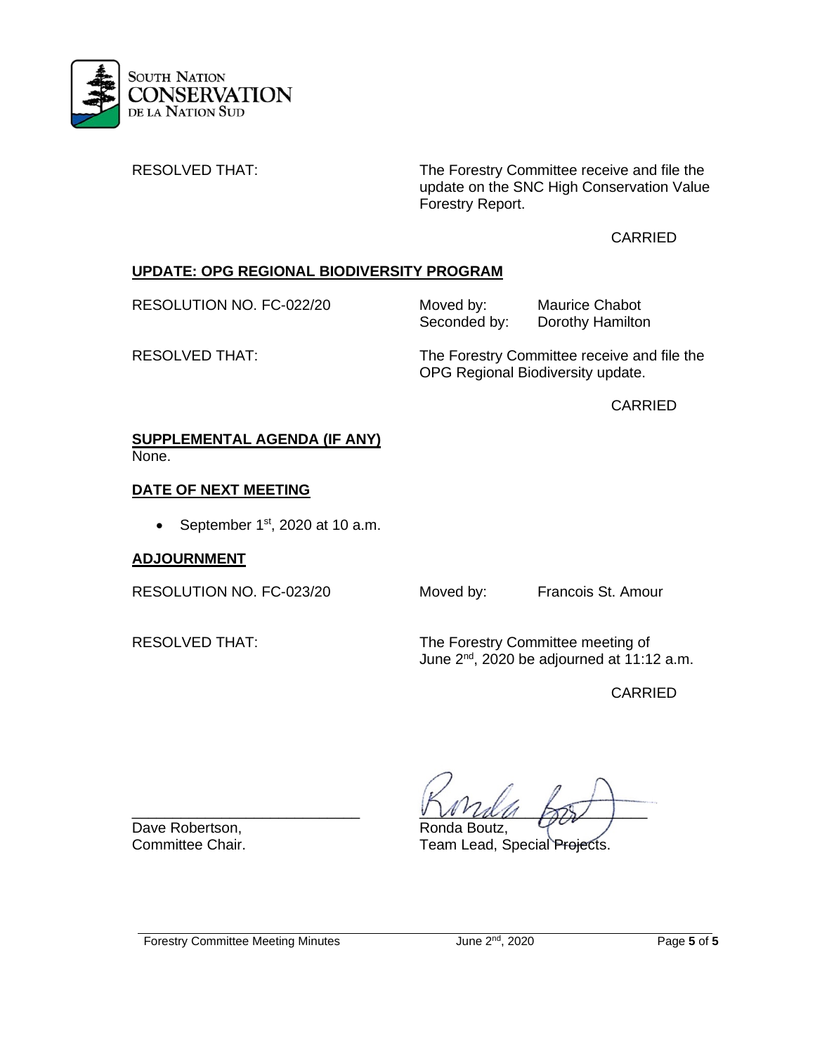RESOLVED THAT: The Forestry Committee receive and file the update on the SNC High Conservation Value Forestry Report.

CARRIED

**UPDATE: OPG REGIONAL BIODIVERSITY PROGRAM**

RESOLUTION NO. FC-022/20 Moved by: Maurice Chabot
Seconded by: Dorothy Hamilton

RESOLVED THAT: The Forestry Committee receive and file the OPG Regional Biodiversity update.

CARRIED

**SUPPLEMENTAL AGENDA (IF ANY)**

None.

**DATE OF NEXT MEETING**

- September 1st, 2020 at 10 a.m.

**ADJOURNMENT**

RESOLUTION NO. FC-023/20 Moved by: Francois St. Amour

RESOLVED THAT: The Forestry Committee meeting of June 2nd, 2020 be adjourned at 11:12 a.m.

CARRIED

Dave Robertson,
Committee Chair.

Ronda Boutz,
Team Lead, Special Projects.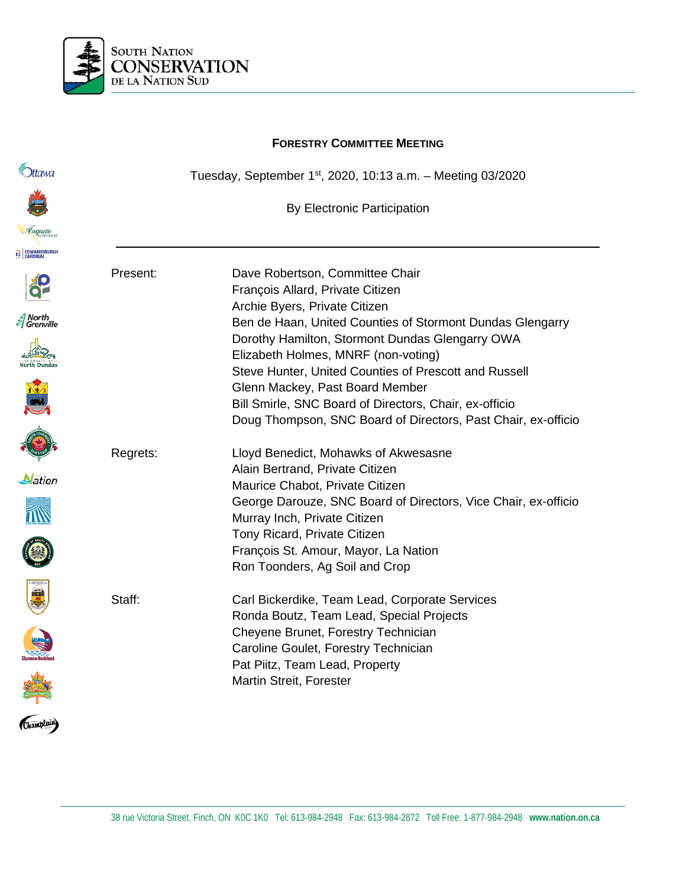SOUTH NATION CONSERVATION DE LA NATION SUD

**FORESTRY COMMITTEE MEETING**

Tuesday, September 1st, 2020, 10:13 a.m. – Meeting 03/2020

By Electronic Participation

---

| | |
|---|---|
| Present: | Dave Robertson, Committee Chair |
| | François Allard, Private Citizen |
| | Archie Byers, Private Citizen |
| | Ben de Haan, United Counties of Stormont Dundas Glengarry |
| | Dorothy Hamilton, Stormont Dundas Glengarry OWA |
| | Elizabeth Holmes, MNRF (non-voting) |
| | Steve Hunter, United Counties of Prescott and Russell |
| | Glenn Mackey, Past Board Member |
| | Bill Smirle, SNC Board of Directors, Chair, ex-officio |
| | Doug Thompson, SNC Board of Directors, Past Chair, ex-officio |
| Regrets: | Lloyd Benedict, Mohawks of Akwesasne |
| | Alain Bertrand, Private Citizen |
| | Maurice Chabot, Private Citizen |
| | George Darouze, SNC Board of Directors, Vice Chair, ex-officio |
| | Murray Inch, Private Citizen |
| | Tony Ricard, Private Citizen |
| | François St. Amour, Mayor, La Nation |
| | Ron Toonders, Ag Soil and Crop |
| Staff: | Carl Bickerdike, Team Lead, Corporate Services |
| | Ronda Boutz, Team Lead, Special Projects |
| | Cheyene Brunet, Forestry Technician |
| | Caroline Goulet, Forestry Technician |
| | Pat Piitz, Team Lead, Property |
| | Martin Streit, Forester |

38 rue Victoria Street, Finch, ON K0C 1K0 Tel: 613-984-2948 Fax: 613-984-2872 Toll Free: 1-877-984-2948 **www.nation.on.ca**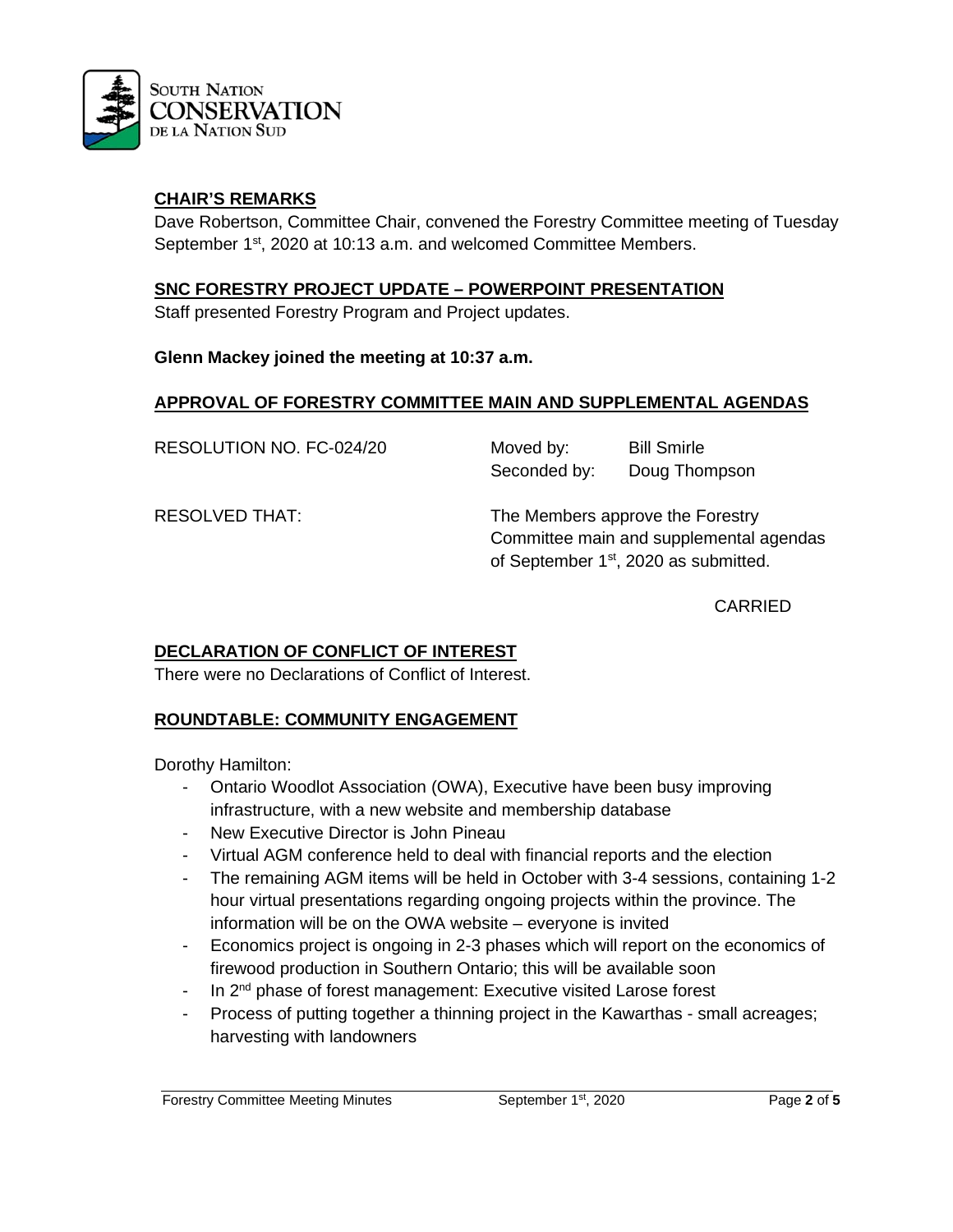## CHAIR'S REMARKS

Dave Robertson, Committee Chair, convened the Forestry Committee meeting of Tuesday September 1st, 2020 at 10:13 a.m. and welcomed Committee Members.

## SNC FORESTRY PROJECT UPDATE – POWERPOINT PRESENTATION

Staff presented Forestry Program and Project updates.

**Glenn Mackey joined the meeting at 10:37 a.m.**

## APPROVAL OF FORESTRY COMMITTEE MAIN AND SUPPLEMENTAL AGENDAS

| | | |
|---|---|---|
| RESOLUTION NO. FC-024/20 | Moved by: | Bill Smirle |
| | Seconded by: | Doug Thompson |

RESOLVED THAT: The Members approve the Forestry Committee main and supplemental agendas of September 1st, 2020 as submitted.

CARRIED

## DECLARATION OF CONFLICT OF INTEREST

There were no Declarations of Conflict of Interest.

## ROUNDTABLE: COMMUNITY ENGAGEMENT

Dorothy Hamilton:

- Ontario Woodlot Association (OWA), Executive have been busy improving infrastructure, with a new website and membership database
- New Executive Director is John Pineau
- Virtual AGM conference held to deal with financial reports and the election
- The remaining AGM items will be held in October with 3-4 sessions, containing 1-2 hour virtual presentations regarding ongoing projects within the province. The information will be on the OWA website – everyone is invited
- Economics project is ongoing in 2-3 phases which will report on the economics of firewood production in Southern Ontario; this will be available soon
- In 2nd phase of forest management: Executive visited Larose forest
- Process of putting together a thinning project in the Kawarthas - small acreages; harvesting with landowners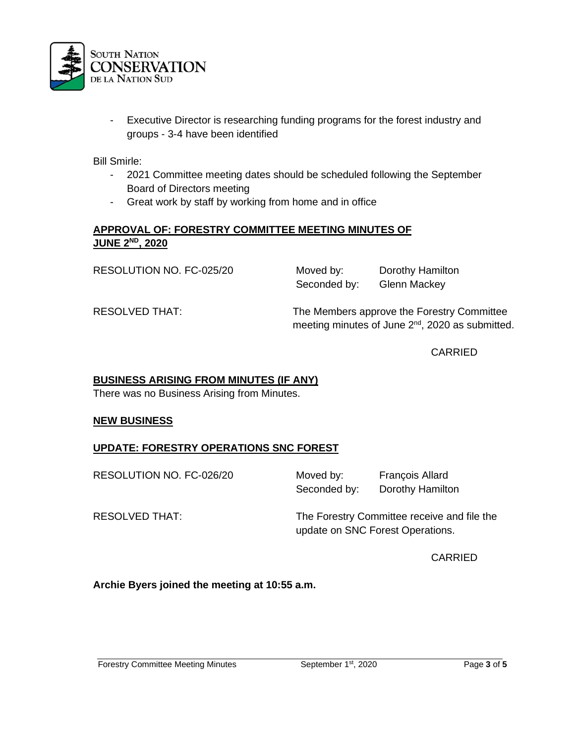- Executive Director is researching funding programs for the forest industry and groups - 3-4 have been identified

Bill Smirle:

- 2021 Committee meeting dates should be scheduled following the September Board of Directors meeting
- Great work by staff by working from home and in office

## APPROVAL OF: FORESTRY COMMITTEE MEETING MINUTES OF JUNE 2ND, 2020

RESOLUTION NO. FC-025/20 Moved by: Dorothy Hamilton
Seconded by: Glenn Mackey

RESOLVED THAT: The Members approve the Forestry Committee meeting minutes of June 2nd, 2020 as submitted.

CARRIED

## BUSINESS ARISING FROM MINUTES (IF ANY)

There was no Business Arising from Minutes.

## NEW BUSINESS

## UPDATE: FORESTRY OPERATIONS SNC FOREST

RESOLUTION NO. FC-026/20 Moved by: François Allard
Seconded by: Dorothy Hamilton

RESOLVED THAT: The Forestry Committee receive and file the update on SNC Forest Operations.

CARRIED

**Archie Byers joined the meeting at 10:55 a.m.**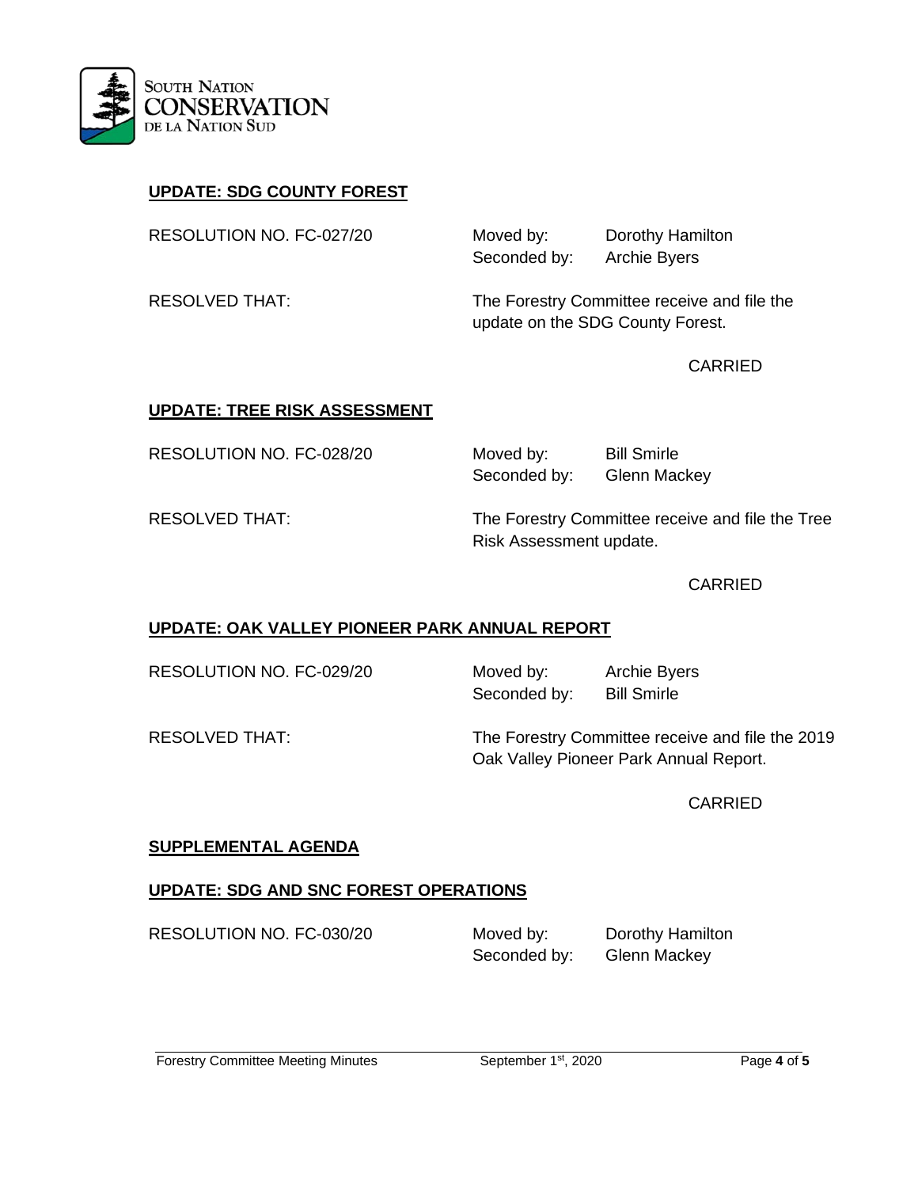**UPDATE: SDG COUNTY FOREST**

RESOLUTION NO. FC-027/20 Moved by: Dorothy Hamilton
Seconded by: Archie Byers

RESOLVED THAT: The Forestry Committee receive and file the update on the SDG County Forest.

CARRIED

**UPDATE: TREE RISK ASSESSMENT**

RESOLUTION NO. FC-028/20 Moved by: Bill Smirle
Seconded by: Glenn Mackey

RESOLVED THAT: The Forestry Committee receive and file the Tree Risk Assessment update.

CARRIED

**UPDATE: OAK VALLEY PIONEER PARK ANNUAL REPORT**

RESOLUTION NO. FC-029/20 Moved by: Archie Byers
Seconded by: Bill Smirle

RESOLVED THAT: The Forestry Committee receive and file the 2019 Oak Valley Pioneer Park Annual Report.

CARRIED

**SUPPLEMENTAL AGENDA**

**UPDATE: SDG AND SNC FOREST OPERATIONS**

RESOLUTION NO. FC-030/20 Moved by: Dorothy Hamilton
Seconded by: Glenn Mackey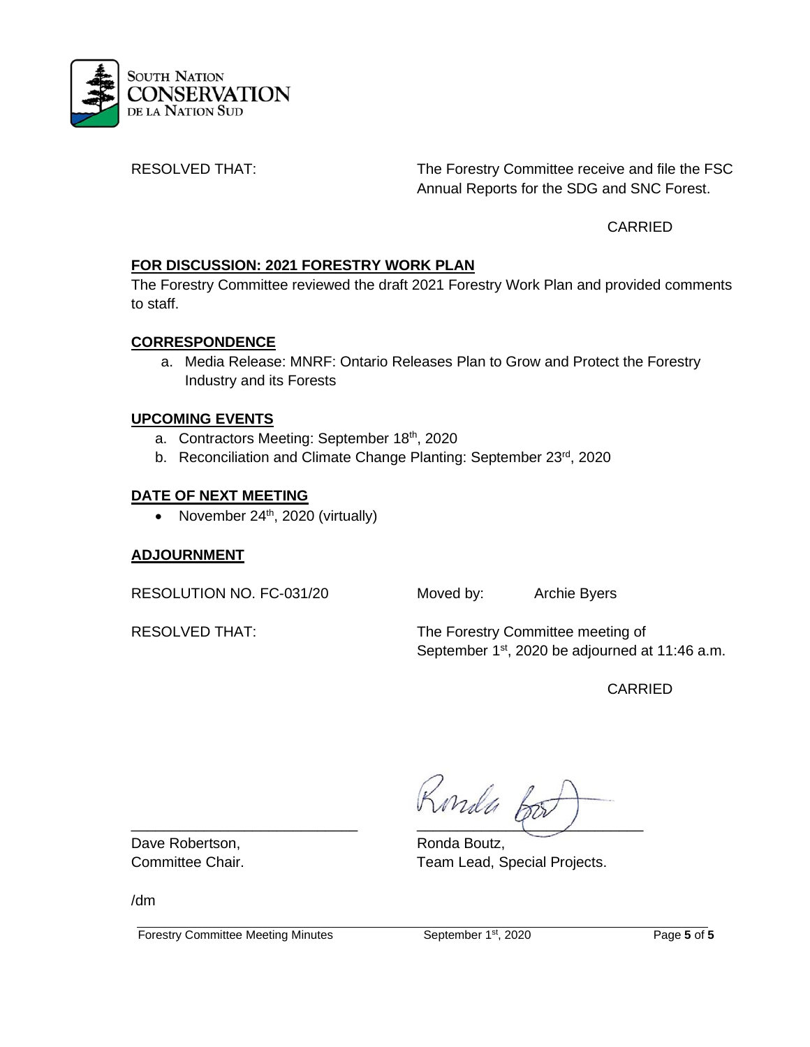RESOLVED THAT: The Forestry Committee receive and file the FSC Annual Reports for the SDG and SNC Forest.

CARRIED

**FOR DISCUSSION: 2021 FORESTRY WORK PLAN**

The Forestry Committee reviewed the draft 2021 Forestry Work Plan and provided comments to staff.

**CORRESPONDENCE**

a. Media Release: MNRF: Ontario Releases Plan to Grow and Protect the Forestry Industry and its Forests

**UPCOMING EVENTS**

a. Contractors Meeting: September 18th, 2020
b. Reconciliation and Climate Change Planting: September 23rd, 2020

**DATE OF NEXT MEETING**

- November 24th, 2020 (virtually)

**ADJOURNMENT**

RESOLUTION NO. FC-031/20 Moved by: Archie Byers

RESOLVED THAT: The Forestry Committee meeting of September 1st, 2020 be adjourned at 11:46 a.m.

CARRIED

\_\_\_\_\_\_\_\_\_\_\_\_\_\_\_\_\_\_\_\_\_\_\_\_\_\_\_\_ \_\_\_\_\_\_\_\_\_\_\_\_\_\_\_\_\_\_\_\_\_\_\_\_\_\_\_\_

Dave Robertson, Committee Chair.

Ronda Boutz, Team Lead, Special Projects.

/dm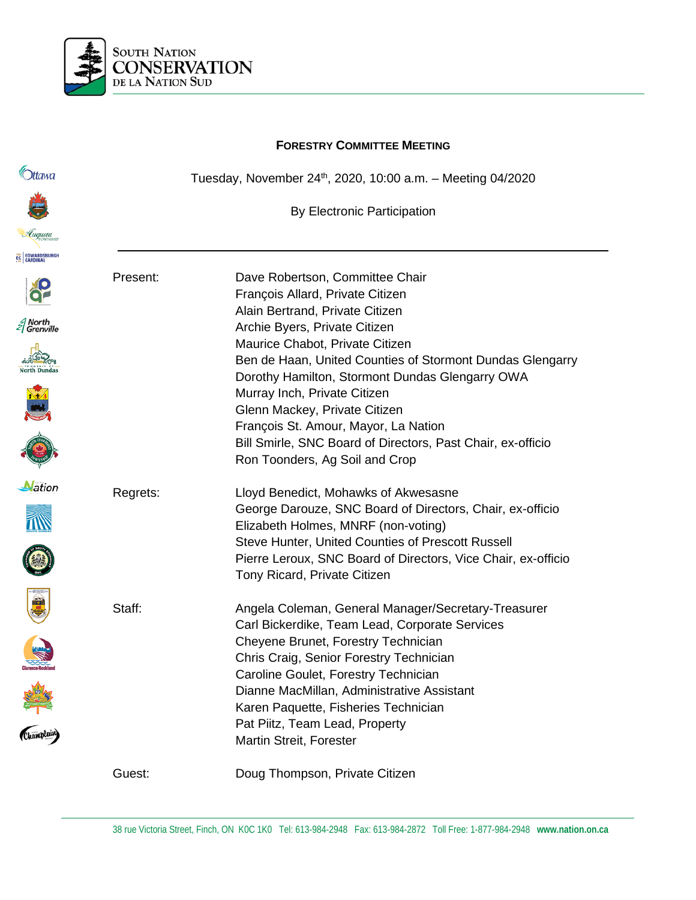# FORESTRY COMMITTEE MEETING

Tuesday, November 24th, 2020, 10:00 a.m. – Meeting 04/2020

By Electronic Participation

---

| | |
|---|---|
| Present: | Dave Robertson, Committee Chair<br>François Allard, Private Citizen<br>Alain Bertrand, Private Citizen<br>Archie Byers, Private Citizen<br>Maurice Chabot, Private Citizen<br>Ben de Haan, United Counties of Stormont Dundas Glengarry<br>Dorothy Hamilton, Stormont Dundas Glengarry OWA<br>Murray Inch, Private Citizen<br>Glenn Mackey, Private Citizen<br>François St. Amour, Mayor, La Nation<br>Bill Smirle, SNC Board of Directors, Past Chair, ex-officio<br>Ron Toonders, Ag Soil and Crop |
| Regrets: | Lloyd Benedict, Mohawks of Akwesasne<br>George Darouze, SNC Board of Directors, Chair, ex-officio<br>Elizabeth Holmes, MNRF (non-voting)<br>Steve Hunter, United Counties of Prescott Russell<br>Pierre Leroux, SNC Board of Directors, Vice Chair, ex-officio<br>Tony Ricard, Private Citizen |
| Staff: | Angela Coleman, General Manager/Secretary-Treasurer<br>Carl Bickerdike, Team Lead, Corporate Services<br>Cheyene Brunet, Forestry Technician<br>Chris Craig, Senior Forestry Technician<br>Caroline Goulet, Forestry Technician<br>Dianne MacMillan, Administrative Assistant<br>Karen Paquette, Fisheries Technician<br>Pat Piitz, Team Lead, Property<br>Martin Streit, Forester |
| Guest: | Doug Thompson, Private Citizen |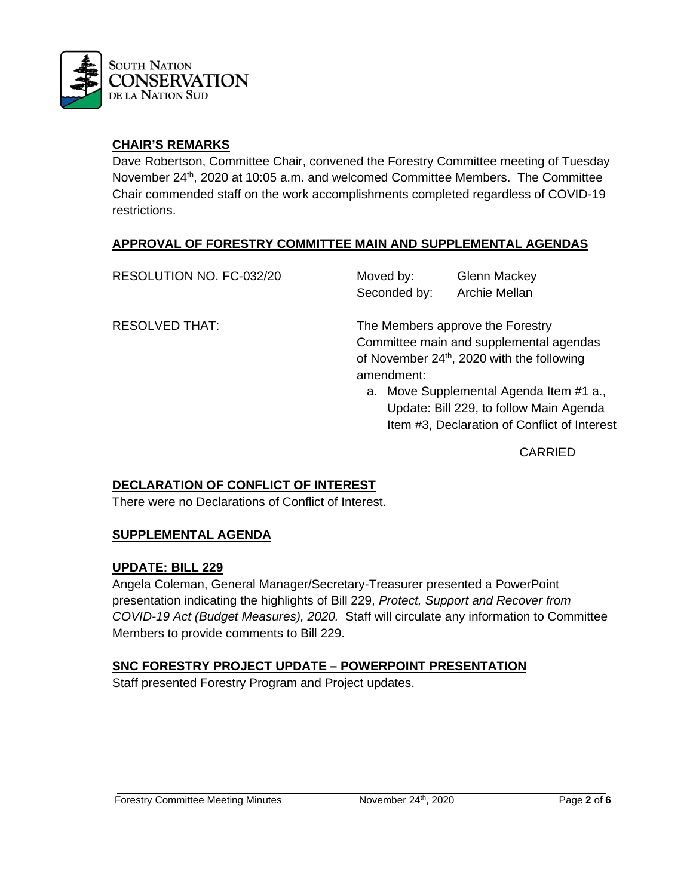## CHAIR'S REMARKS

Dave Robertson, Committee Chair, convened the Forestry Committee meeting of Tuesday November 24th, 2020 at 10:05 a.m. and welcomed Committee Members. The Committee Chair commended staff on the work accomplishments completed regardless of COVID-19 restrictions.

## APPROVAL OF FORESTRY COMMITTEE MAIN AND SUPPLEMENTAL AGENDAS

RESOLUTION NO. FC-032/20

Moved by: Glenn Mackey
Seconded by: Archie Mellan

RESOLVED THAT: The Members approve the Forestry Committee main and supplemental agendas of November 24th, 2020 with the following amendment:

a. Move Supplemental Agenda Item #1 a., Update: Bill 229, to follow Main Agenda Item #3, Declaration of Conflict of Interest

CARRIED

## DECLARATION OF CONFLICT OF INTEREST

There were no Declarations of Conflict of Interest.

## SUPPLEMENTAL AGENDA

## UPDATE: BILL 229

Angela Coleman, General Manager/Secretary-Treasurer presented a PowerPoint presentation indicating the highlights of Bill 229, *Protect, Support and Recover from COVID-19 Act (Budget Measures), 2020.* Staff will circulate any information to Committee Members to provide comments to Bill 229.

## SNC FORESTRY PROJECT UPDATE – POWERPOINT PRESENTATION

Staff presented Forestry Program and Project updates.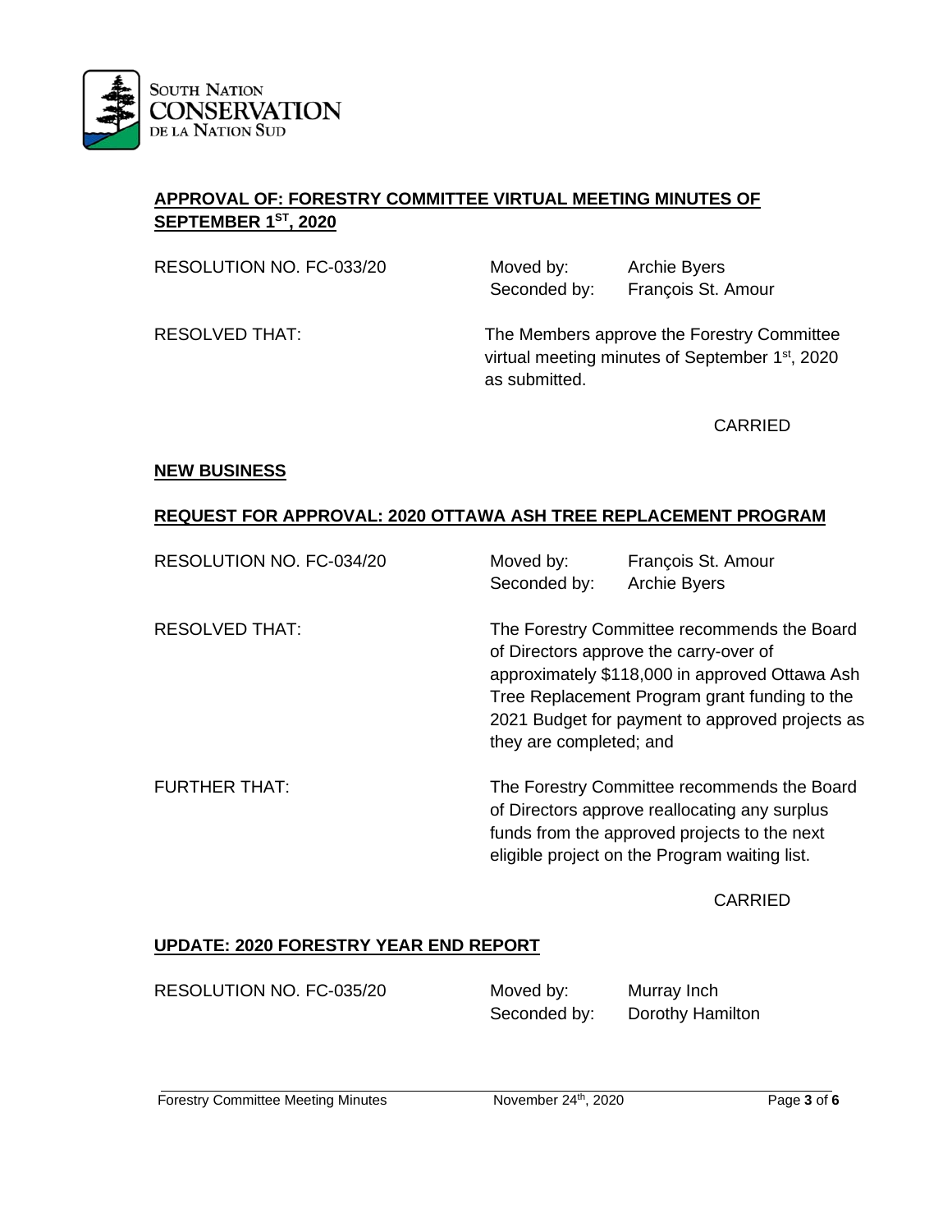## APPROVAL OF: FORESTRY COMMITTEE VIRTUAL MEETING MINUTES OF SEPTEMBER 1ST, 2020

RESOLUTION NO. FC-033/20

Moved by: Archie Byers
Seconded by: François St. Amour

RESOLVED THAT: The Members approve the Forestry Committee virtual meeting minutes of September 1st, 2020 as submitted.

CARRIED

## NEW BUSINESS

## REQUEST FOR APPROVAL: 2020 OTTAWA ASH TREE REPLACEMENT PROGRAM

RESOLUTION NO. FC-034/20

Moved by: François St. Amour
Seconded by: Archie Byers

RESOLVED THAT: The Forestry Committee recommends the Board of Directors approve the carry-over of approximately $118,000 in approved Ottawa Ash Tree Replacement Program grant funding to the 2021 Budget for payment to approved projects as they are completed; and

FURTHER THAT: The Forestry Committee recommends the Board of Directors approve reallocating any surplus funds from the approved projects to the next eligible project on the Program waiting list.

CARRIED

## UPDATE: 2020 FORESTRY YEAR END REPORT

RESOLUTION NO. FC-035/20

Moved by: Murray Inch
Seconded by: Dorothy Hamilton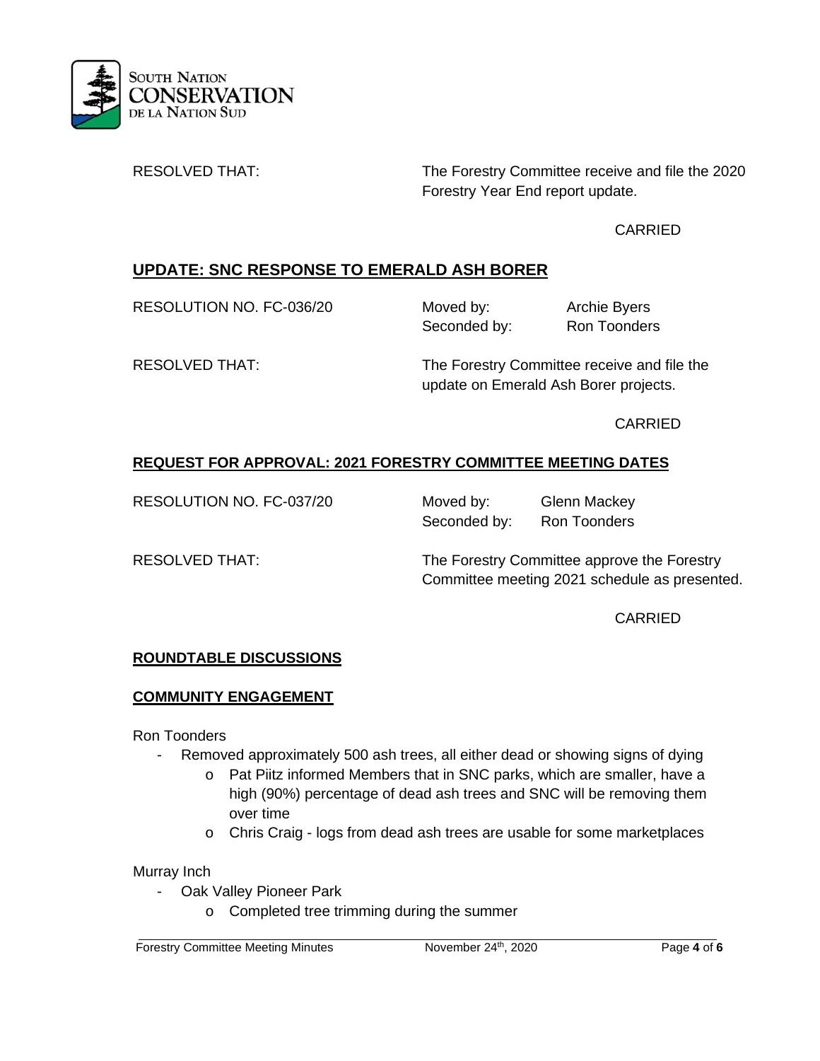RESOLVED THAT: The Forestry Committee receive and file the 2020 Forestry Year End report update.

CARRIED

## UPDATE: SNC RESPONSE TO EMERALD ASH BORER

RESOLUTION NO. FC-036/20 Moved by: Archie Byers
Seconded by: Ron Toonders

RESOLVED THAT: The Forestry Committee receive and file the update on Emerald Ash Borer projects.

CARRIED

## REQUEST FOR APPROVAL: 2021 FORESTRY COMMITTEE MEETING DATES

RESOLUTION NO. FC-037/20 Moved by: Glenn Mackey
Seconded by: Ron Toonders

RESOLVED THAT: The Forestry Committee approve the Forestry Committee meeting 2021 schedule as presented.

CARRIED

## ROUNDTABLE DISCUSSIONS

## COMMUNITY ENGAGEMENT

Ron Toonders

- Removed approximately 500 ash trees, all either dead or showing signs of dying
  - Pat Piitz informed Members that in SNC parks, which are smaller, have a high (90%) percentage of dead ash trees and SNC will be removing them over time
  - Chris Craig - logs from dead ash trees are usable for some marketplaces

Murray Inch

- Oak Valley Pioneer Park
  - Completed tree trimming during the summer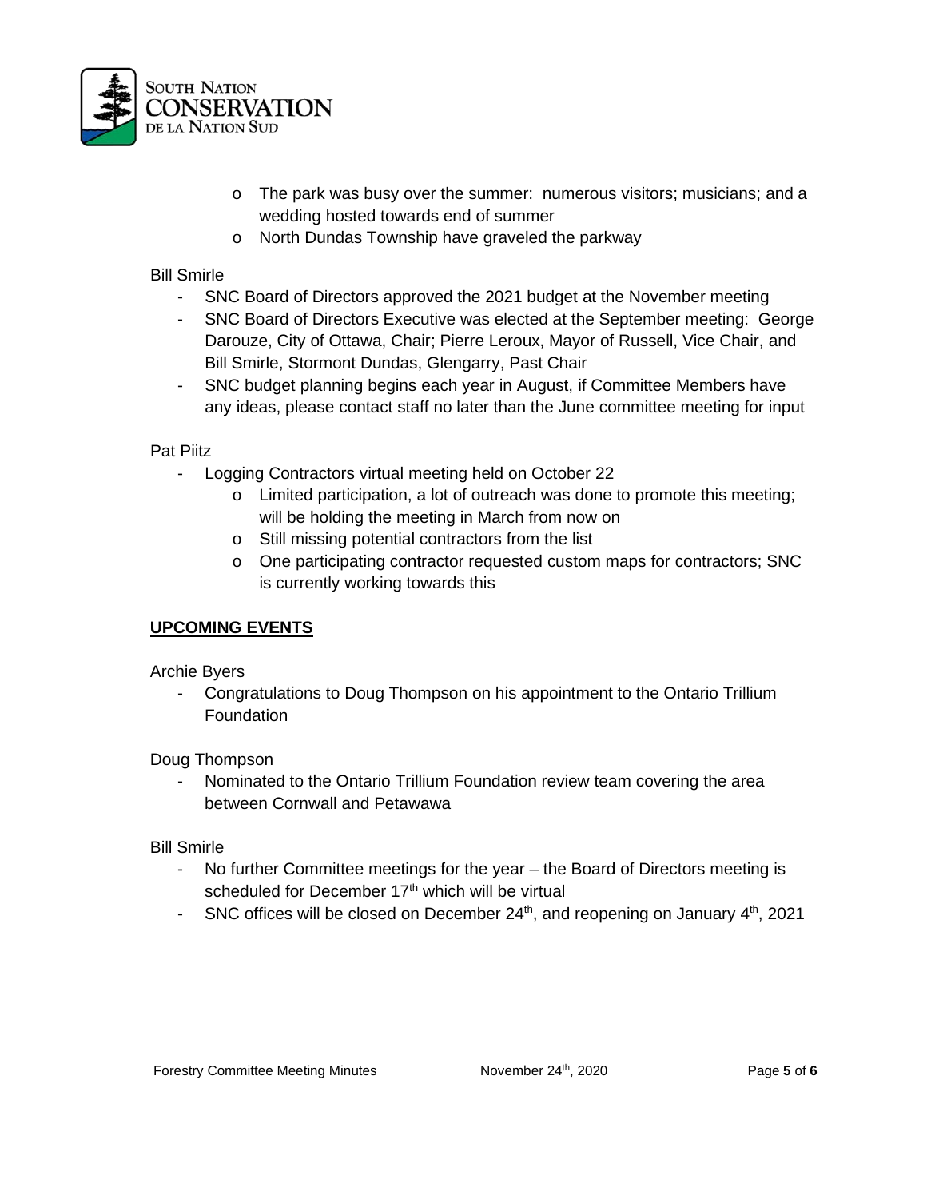- The park was busy over the summer: numerous visitors; musicians; and a wedding hosted towards end of summer
   - North Dundas Township have graveled the parkway

Bill Smirle

- SNC Board of Directors approved the 2021 budget at the November meeting
- SNC Board of Directors Executive was elected at the September meeting: George Darouze, City of Ottawa, Chair; Pierre Leroux, Mayor of Russell, Vice Chair, and Bill Smirle, Stormont Dundas, Glengarry, Past Chair
- SNC budget planning begins each year in August, if Committee Members have any ideas, please contact staff no later than the June committee meeting for input

Pat Piitz

- Logging Contractors virtual meeting held on October 22
   - Limited participation, a lot of outreach was done to promote this meeting; will be holding the meeting in March from now on
   - Still missing potential contractors from the list
   - One participating contractor requested custom maps for contractors; SNC is currently working towards this

## UPCOMING EVENTS

Archie Byers

- Congratulations to Doug Thompson on his appointment to the Ontario Trillium Foundation

Doug Thompson

- Nominated to the Ontario Trillium Foundation review team covering the area between Cornwall and Petawawa

Bill Smirle

- No further Committee meetings for the year – the Board of Directors meeting is scheduled for December 17th which will be virtual
- SNC offices will be closed on December 24th, and reopening on January 4th, 2021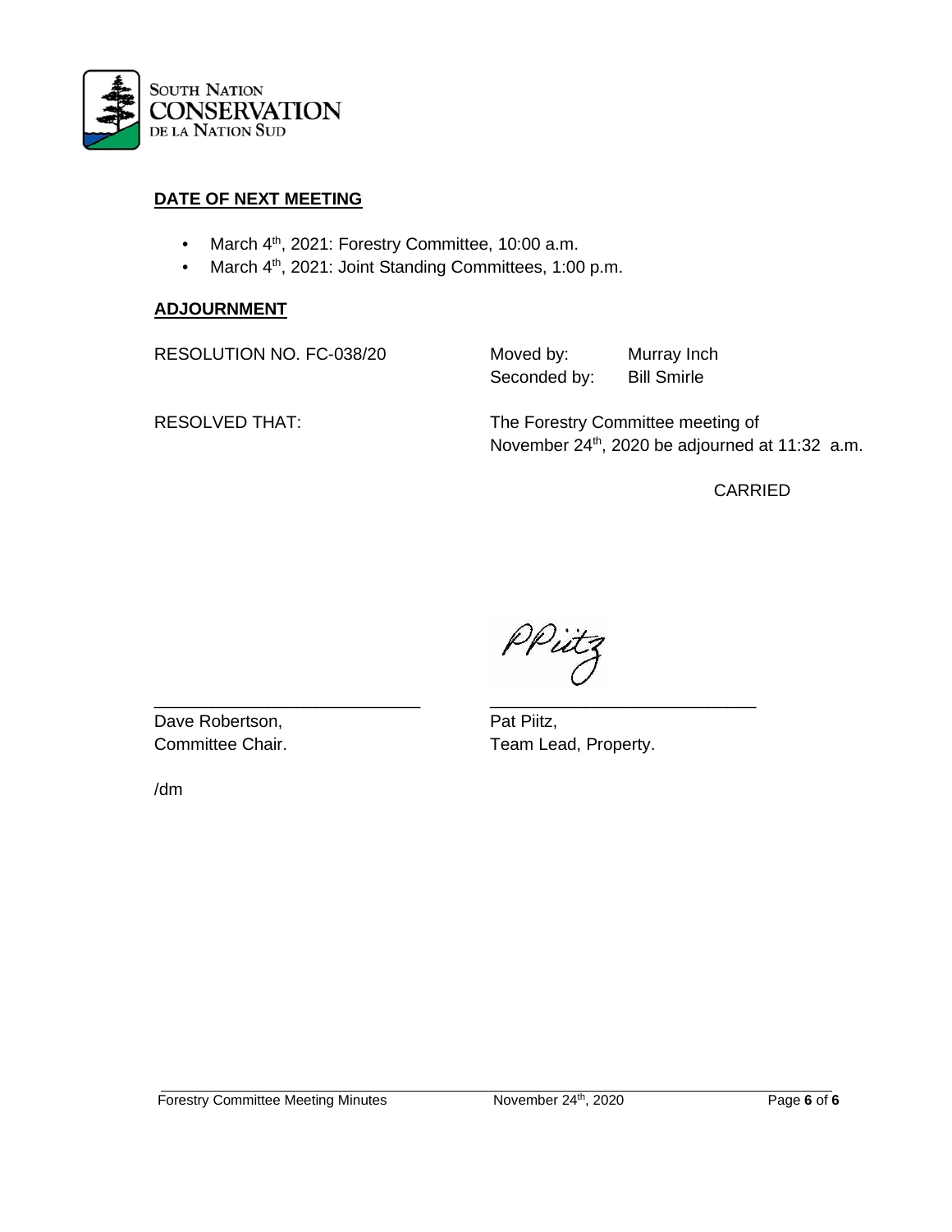## DATE OF NEXT MEETING

- March 4th, 2021: Forestry Committee, 10:00 a.m.
- March 4th, 2021: Joint Standing Committees, 1:00 p.m.

## ADJOURNMENT

RESOLUTION NO. FC-038/20 Moved by: Murray Inch
Seconded by: Bill Smirle

RESOLVED THAT: The Forestry Committee meeting of November 24th, 2020 be adjourned at 11:32 a.m.

CARRIED

PPiitz

\_\_\_\_\_\_\_\_\_\_\_\_\_\_\_\_\_\_\_\_\_\_\_\_\_\_\_\_ \_\_\_\_\_\_\_\_\_\_\_\_\_\_\_\_\_\_\_\_\_\_\_\_\_\_\_\_

Dave Robertson,
Committee Chair.

Pat Piitz,
Team Lead, Property.

/dm